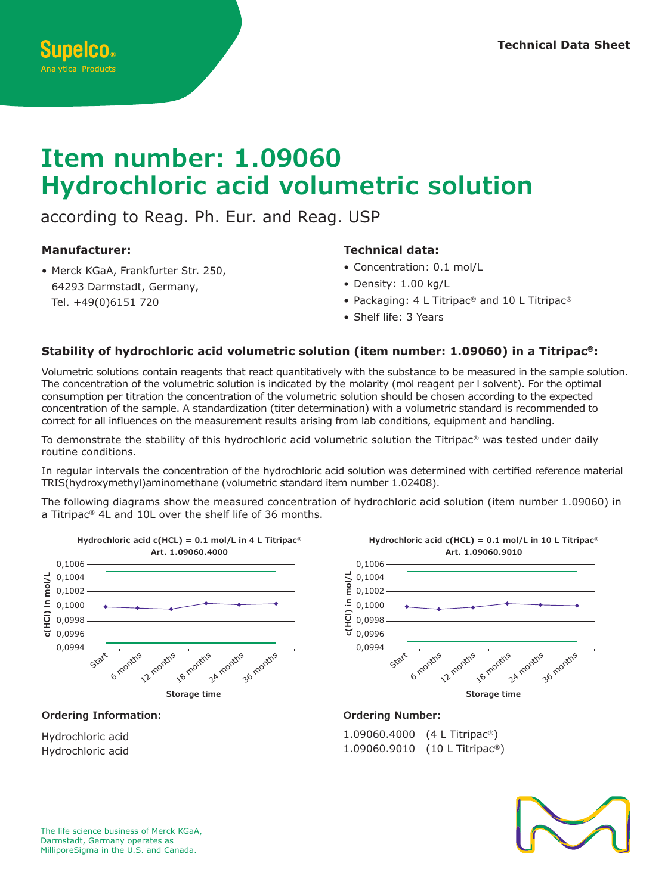Supelco®
Analytical Products

Technical Data Sheet

# Item number: 1.09060
# Hydrochloric acid volumetric solution

according to Reag. Ph. Eur. and Reag. USP

### Manufacturer:

- Merck KGaA, Frankfurter Str. 250, 64293 Darmstadt, Germany, Tel. +49(0)6151 720

### Technical data:

- Concentration: 0.1 mol/L
- Density: 1.00 kg/L
- Packaging: 4 L Titripac® and 10 L Titripac®
- Shelf life: 3 Years

### Stability of hydrochloric acid volumetric solution (item number: 1.09060) in a Titripac®:

Volumetric solutions contain reagents that react quantitatively with the substance to be measured in the sample solution. The concentration of the volumetric solution is indicated by the molarity (mol reagent per l solvent). For the optimal consumption per titration the concentration of the volumetric solution should be chosen according to the expected concentration of the sample. A standardization (titer determination) with a volumetric standard is recommended to correct for all influences on the measurement results arising from lab conditions, equipment and handling.

To demonstrate the stability of this hydrochloric acid volumetric solution the Titripac® was tested under daily routine conditions.

In regular intervals the concentration of the hydrochloric acid solution was determined with certified reference material TRIS(hydroxymethyl)aminomethane (volumetric standard item number 1.02408).

The following diagrams show the measured concentration of hydrochloric acid solution (item number 1.09060) in a Titripac® 4L and 10L over the shelf life of 36 months.

**Hydrochloric acid c(HCL) = 0.1 mol/L in 4 L Titripac® Art. 1.09060.4000**

c(HCl) in mol/L: 0,0994 – 0,1006; Storage time: Start, 6 months, 12 months, 18 months, 24 months, 36 months

**Hydrochloric acid c(HCL) = 0.1 mol/L in 10 L Titripac® Art. 1.09060.9010**

c(HCl) in mol/L: 0,0994 – 0,1006; Storage time: Start, 6 months, 12 months, 18 months, 24 months, 36 months

| Ordering Information: | Ordering Number: |
|---|---|
| Hydrochloric acid | 1.09060.4000 (4 L Titripac®) |
| Hydrochloric acid | 1.09060.9010 (10 L Titripac®) |

The life science business of Merck KGaA, Darmstadt, Germany operates as MilliporeSigma in the U.S. and Canada.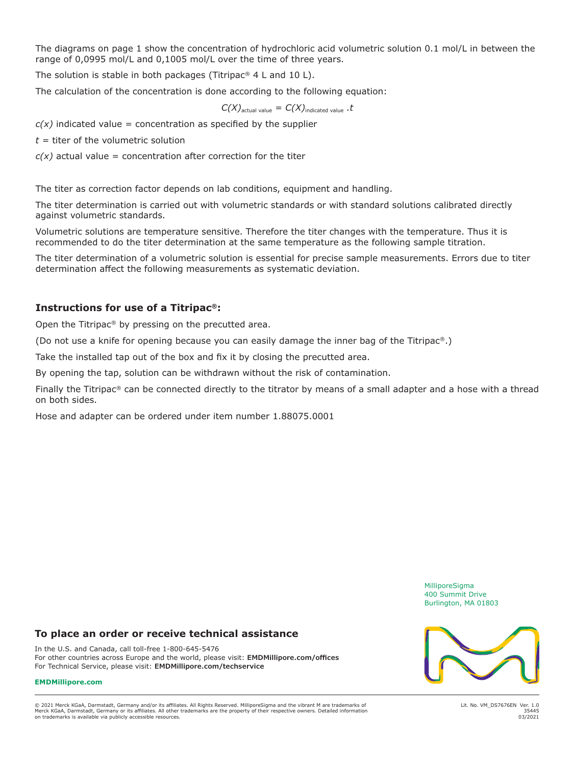The diagrams on page 1 show the concentration of hydrochloric acid volumetric solution 0.1 mol/L in between the range of 0,0995 mol/L and 0,1005 mol/L over the time of three years.

The solution is stable in both packages (Titripac® 4 L and 10 L).

The calculation of the concentration is done according to the following equation:

$$C(X)_{\text{actual value}} = C(X)_{\text{indicated value}} \cdot t$$

*c(x)* indicated value = concentration as specified by the supplier

*t* = titer of the volumetric solution

*c(x)* actual value = concentration after correction for the titer

The titer as correction factor depends on lab conditions, equipment and handling.

The titer determination is carried out with volumetric standards or with standard solutions calibrated directly against volumetric standards.

Volumetric solutions are temperature sensitive. Therefore the titer changes with the temperature. Thus it is recommended to do the titer determination at the same temperature as the following sample titration.

The titer determination of a volumetric solution is essential for precise sample measurements. Errors due to titer determination affect the following measurements as systematic deviation.

## Instructions for use of a Titripac®:

Open the Titripac® by pressing on the precutted area.

(Do not use a knife for opening because you can easily damage the inner bag of the Titripac®.)

Take the installed tap out of the box and fix it by closing the precutted area.

By opening the tap, solution can be withdrawn without the risk of contamination.

Finally the Titripac® can be connected directly to the titrator by means of a small adapter and a hose with a thread on both sides.

Hose and adapter can be ordered under item number 1.88075.0001

MilliporeSigma
400 Summit Drive
Burlington, MA 01803

## To place an order or receive technical assistance

In the U.S. and Canada, call toll-free 1-800-645-5476
For other countries across Europe and the world, please visit: **EMDMillipore.com/offices**
For Technical Service, please visit: **EMDMillipore.com/techservice**

**EMDMillipore.com**

© 2021 Merck KGaA, Darmstadt, Germany and/or its affiliates. All Rights Reserved. MilliporeSigma and the vibrant M are trademarks of Merck KGaA, Darmstadt, Germany or its affiliates. All other trademarks are the property of their respective owners. Detailed information on trademarks is available via publicly accessible resources.

Lit. No. VM_DS7676EN Ver. 1.0
35445
03/2021